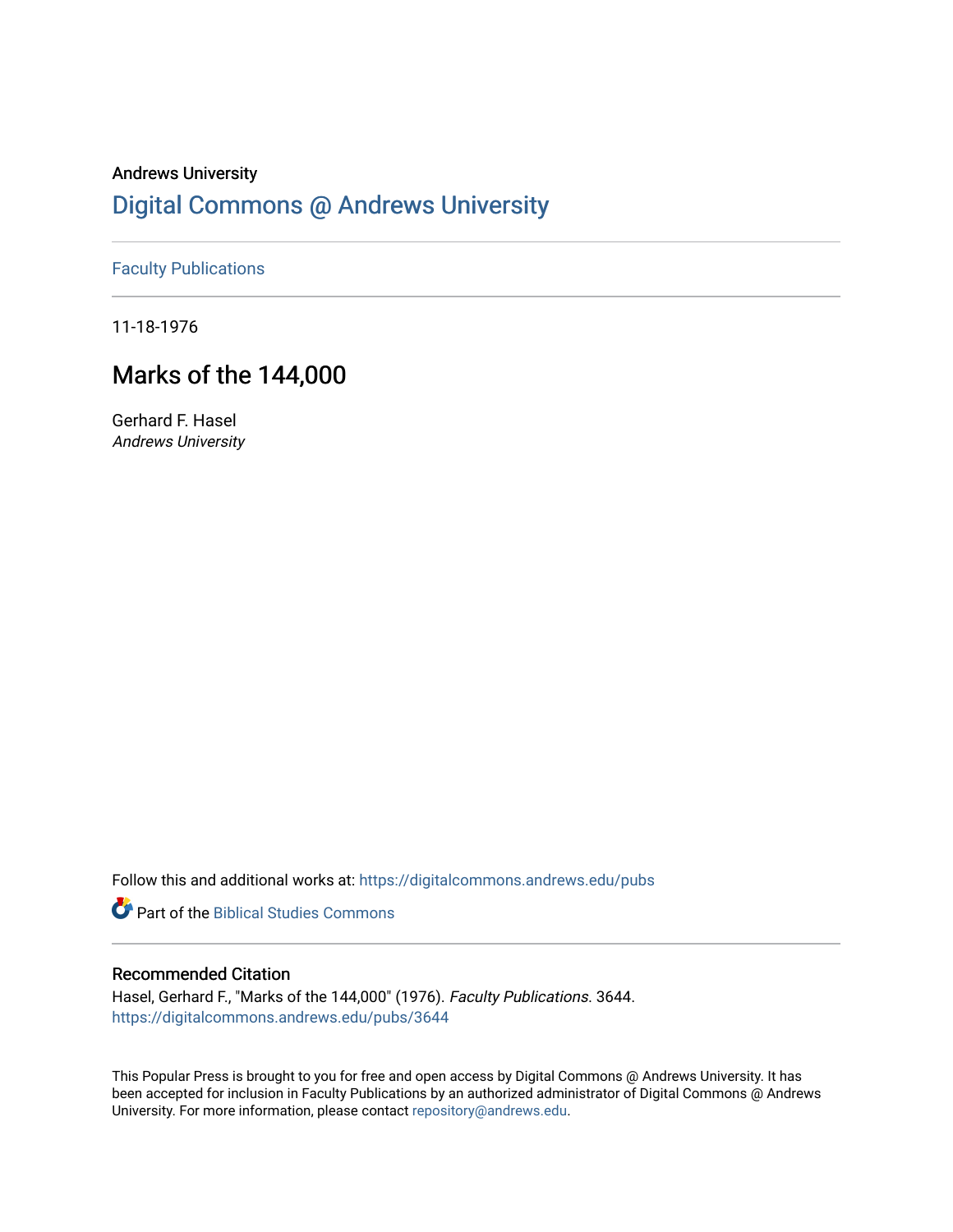Andrews University

# Digital Commons @ Andrews University

Faculty Publications

11-18-1976

## Marks of the 144,000

Gerhard F. Hasel

*Andrews University*

Follow this and additional works at: https://digitalcommons.andrews.edu/pubs

Part of the Biblical Studies Commons

### Recommended Citation

Hasel, Gerhard F., "Marks of the 144,000" (1976). *Faculty Publications*. 3644.
https://digitalcommons.andrews.edu/pubs/3644

This Popular Press is brought to you for free and open access by Digital Commons @ Andrews University. It has been accepted for inclusion in Faculty Publications by an authorized administrator of Digital Commons @ Andrews University. For more information, please contact repository@andrews.edu.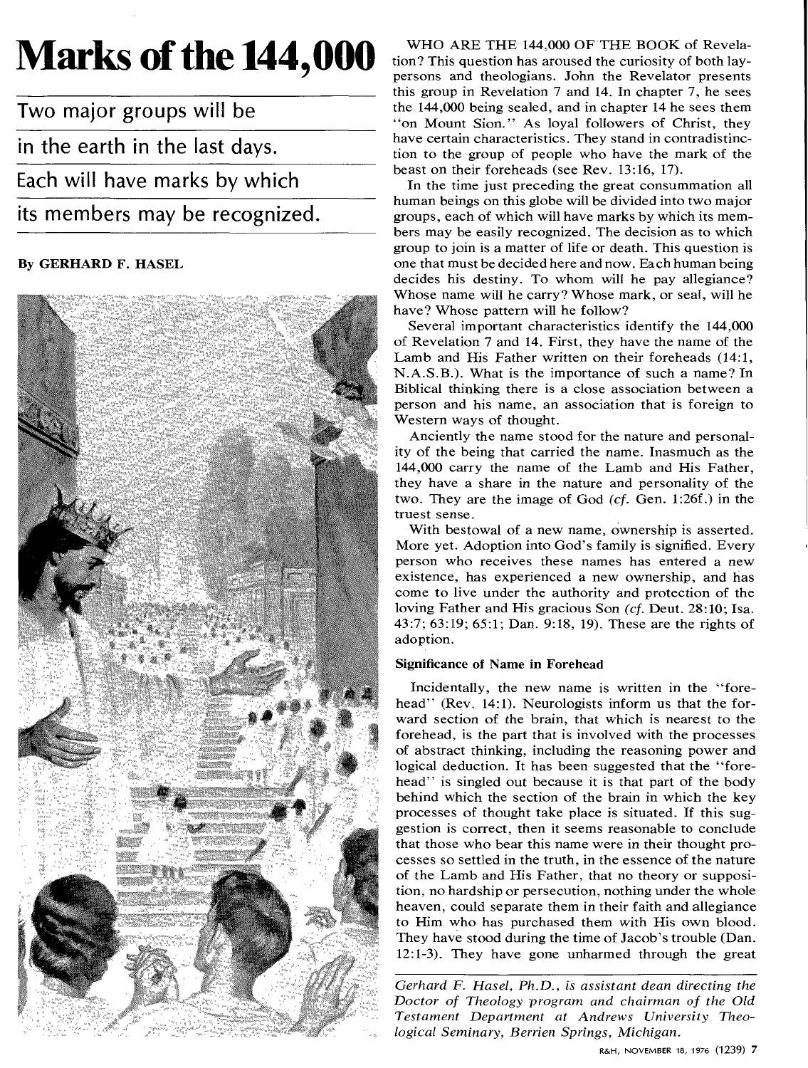# Marks of the 144,000

Two major groups will be in the earth in the last days. Each will have marks by which its members may be recognized.

By GERHARD F. HASEL

WHO ARE THE 144,000 OF THE BOOK of Revelation? This question has aroused the curiosity of both laypersons and theologians. John the Revelator presents this group in Revelation 7 and 14. In chapter 7, he sees the 144,000 being sealed, and in chapter 14 he sees them "on Mount Sion." As loyal followers of Christ, they have certain characteristics. They stand in contradistinction to the group of people who have the mark of the beast on their foreheads (see Rev. 13:16, 17).

In the time just preceding the great consummation all human beings on this globe will be divided into two major groups, each of which will have marks by which its members may be easily recognized. The decision as to which group to join is a matter of life or death. This question is one that must be decided here and now. Each human being decides his destiny. To whom will he pay allegiance? Whose name will he carry? Whose mark, or seal, will he have? Whose pattern will he follow?

Several important characteristics identify the 144,000 of Revelation 7 and 14. First, they have the name of the Lamb and His Father written on their foreheads (14:1, N.A.S.B.). What is the importance of such a name? In Biblical thinking there is a close association between a person and his name, an association that is foreign to Western ways of thought.

Anciently the name stood for the nature and personality of the being that carried the name. Inasmuch as the 144,000 carry the name of the Lamb and His Father, they have a share in the nature and personality of the two. They are the image of God (*cf.* Gen. 1:26f.) in the truest sense.

With bestowal of a new name, ownership is asserted. More yet. Adoption into God's family is signified. Every person who receives these names has entered a new existence, has experienced a new ownership, and has come to live under the authority and protection of the loving Father and His gracious Son (*cf.* Deut. 28:10; Isa. 43:7; 63:19; 65:1; Dan. 9:18, 19). These are the rights of adoption.

### Significance of Name in Forehead

Incidentally, the new name is written in the "forehead" (Rev. 14:1). Neurologists inform us that the forward section of the brain, that which is nearest to the forehead, is the part that is involved with the processes of abstract thinking, including the reasoning power and logical deduction. It has been suggested that the "forehead" is singled out because it is that part of the body behind which the section of the brain in which the key processes of thought take place is situated. If this suggestion is correct, then it seems reasonable to conclude that those who bear this name were in their thought processes so settled in the truth, in the essence of the nature of the Lamb and His Father, that no theory or supposition, no hardship or persecution, nothing under the whole heaven, could separate them in their faith and allegiance to Him who has purchased them with His own blood. They have stood during the time of Jacob's trouble (Dan. 12:1-3). They have gone unharmed through the great

*Gerhard F. Hasel, Ph.D., is assistant dean directing the Doctor of Theology program and chairman of the Old Testament Department at Andrews University Theological Seminary, Berrien Springs, Michigan.*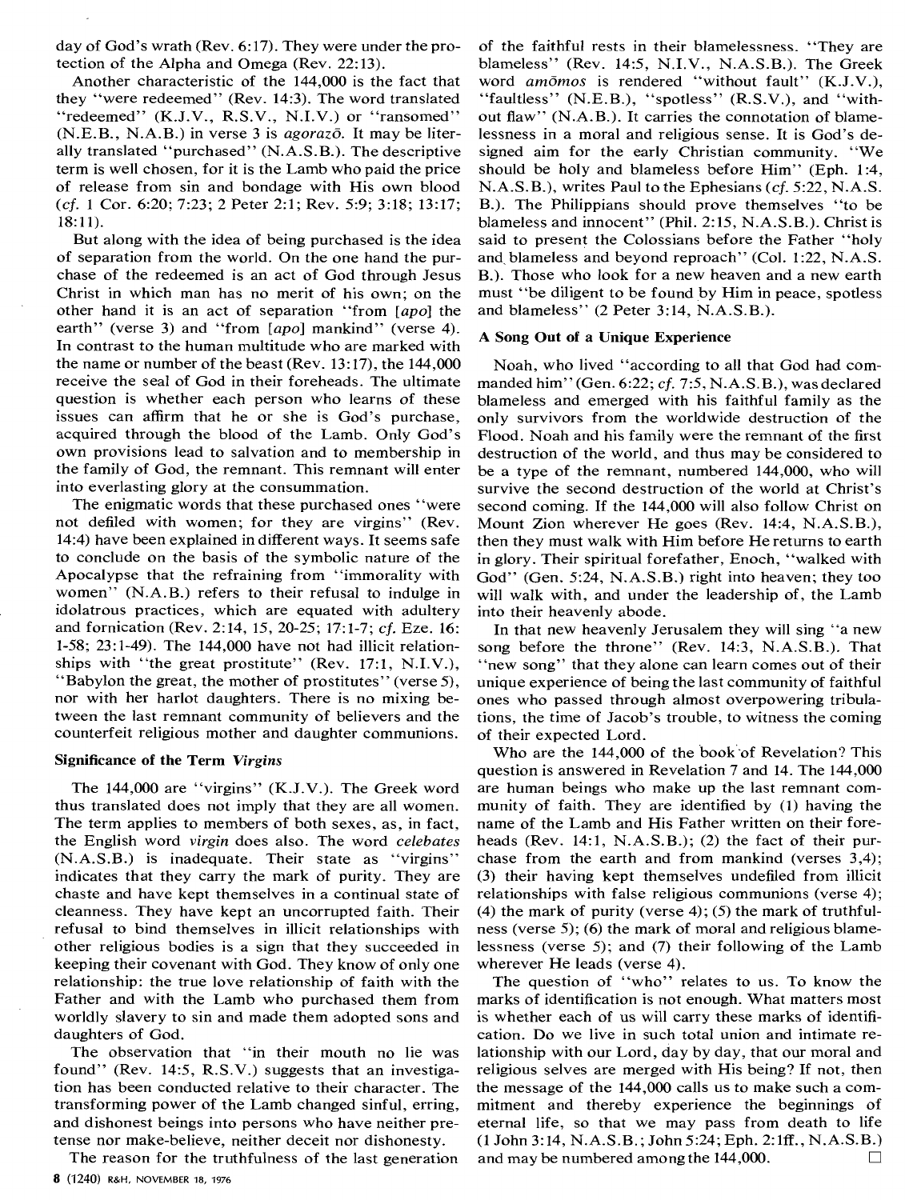day of God's wrath (Rev. 6:17). They were under the protection of the Alpha and Omega (Rev. 22:13).

Another characteristic of the 144,000 is the fact that they "were redeemed" (Rev. 14:3). The word translated "redeemed" (K.J.V., R.S.V., N.I.V.) or "ransomed" (N.E.B., N.A.B.) in verse 3 is *agorazō*. It may be literally translated "purchased" (N.A.S.B.). The descriptive term is well chosen, for it is the Lamb who paid the price of release from sin and bondage with His own blood (*cf.* 1 Cor. 6:20; 7:23; 2 Peter 2:1; Rev. 5:9; 3:18; 13:17; 18:11).

But along with the idea of being purchased is the idea of separation from the world. On the one hand the purchase of the redeemed is an act of God through Jesus Christ in which man has no merit of his own; on the other hand it is an act of separation "from [*apo*] the earth" (verse 3) and "from [*apo*] mankind" (verse 4). In contrast to the human multitude who are marked with the name or number of the beast (Rev. 13:17), the 144,000 receive the seal of God in their foreheads. The ultimate question is whether each person who learns of these issues can affirm that he or she is God's purchase, acquired through the blood of the Lamb. Only God's own provisions lead to salvation and to membership in the family of God, the remnant. This remnant will enter into everlasting glory at the consummation.

The enigmatic words that these purchased ones "were not defiled with women; for they are virgins" (Rev. 14:4) have been explained in different ways. It seems safe to conclude on the basis of the symbolic nature of the Apocalypse that the refraining from "immorality with women" (N.A.B.) refers to their refusal to indulge in idolatrous practices, which are equated with adultery and fornication (Rev. 2:14, 15, 20-25; 17:1-7; *cf.* Eze. 16: 1-58; 23:1-49). The 144,000 have not had illicit relationships with "the great prostitute" (Rev. 17:1, N.I.V.), "Babylon the great, the mother of prostitutes" (verse 5), nor with her harlot daughters. There is no mixing between the last remnant community of believers and the counterfeit religious mother and daughter communions.

**Significance of the Term *Virgins***

The 144,000 are "virgins" (K.J.V.). The Greek word thus translated does not imply that they are all women. The term applies to members of both sexes, as, in fact, the English word *virgin* does also. The word *celebates* (N.A.S.B.) is inadequate. Their state as "virgins" indicates that they carry the mark of purity. They are chaste and have kept themselves in a continual state of cleanness. They have kept an uncorrupted faith. Their refusal to bind themselves in illicit relationships with other religious bodies is a sign that they succeeded in keeping their covenant with God. They know of only one relationship: the true love relationship of faith with the Father and with the Lamb who purchased them from worldly slavery to sin and made them adopted sons and daughters of God.

The observation that "in their mouth no lie was found" (Rev. 14:5, R.S.V.) suggests that an investigation has been conducted relative to their character. The transforming power of the Lamb changed sinful, erring, and dishonest beings into persons who have neither pretense nor make-believe, neither deceit nor dishonesty.

The reason for the truthfulness of the last generation of the faithful rests in their blamelessness. "They are blameless" (Rev. 14:5, N.I.V., N.A.S.B.). The Greek word *amōmos* is rendered "without fault" (K.J.V.), "faultless" (N.E.B.), "spotless" (R.S.V.), and "without flaw" (N.A.B.). It carries the connotation of blamelessness in a moral and religious sense. It is God's designed aim for the early Christian community. "We should be holy and blameless before Him" (Eph. 1:4, N.A.S.B.), writes Paul to the Ephesians (*cf.* 5:22, N.A.S. B.). The Philippians should prove themselves "to be blameless and innocent" (Phil. 2:15, N.A.S.B.). Christ is said to present the Colossians before the Father "holy and blameless and beyond reproach" (Col. 1:22, N.A.S. B.). Those who look for a new heaven and a new earth must "be diligent to be found by Him in peace, spotless and blameless" (2 Peter 3:14, N.A.S.B.).

**A Song Out of a Unique Experience**

Noah, who lived "according to all that God had commanded him" (Gen. 6:22; *cf.* 7:5, N.A.S.B.), was declared blameless and emerged with his faithful family as the only survivors from the worldwide destruction of the Flood. Noah and his family were the remnant of the first destruction of the world, and thus may be considered to be a type of the remnant, numbered 144,000, who will survive the second destruction of the world at Christ's second coming. If the 144,000 will also follow Christ on Mount Zion wherever He goes (Rev. 14:4, N.A.S.B.), then they must walk with Him before He returns to earth in glory. Their spiritual forefather, Enoch, "walked with God" (Gen. 5:24, N.A.S.B.) right into heaven; they too will walk with, and under the leadership of, the Lamb into their heavenly abode.

In that new heavenly Jerusalem they will sing "a new song before the throne" (Rev. 14:3, N.A.S.B.). That "new song" that they alone can learn comes out of their unique experience of being the last community of faithful ones who passed through almost overpowering tribulations, the time of Jacob's trouble, to witness the coming of their expected Lord.

Who are the 144,000 of the book of Revelation? This question is answered in Revelation 7 and 14. The 144,000 are human beings who make up the last remnant community of faith. They are identified by (1) having the name of the Lamb and His Father written on their foreheads (Rev. 14:1, N.A.S.B.); (2) the fact of their purchase from the earth and from mankind (verses 3,4); (3) their having kept themselves undefiled from illicit relationships with false religious communions (verse 4); (4) the mark of purity (verse 4); (5) the mark of truthfulness (verse 5); (6) the mark of moral and religious blamelessness (verse 5); and (7) their following of the Lamb wherever He leads (verse 4).

The question of "who" relates to us. To know the marks of identification is not enough. What matters most is whether each of us will carry these marks of identification. Do we live in such total union and intimate relationship with our Lord, day by day, that our moral and religious selves are merged with His being? If not, then the message of the 144,000 calls us to make such a commitment and thereby experience the beginnings of eternal life, so that we may pass from death to life (1 John 3:14, N.A.S.B.; John 5:24; Eph. 2:1ff., N.A.S.B.) and may be numbered among the 144,000. □